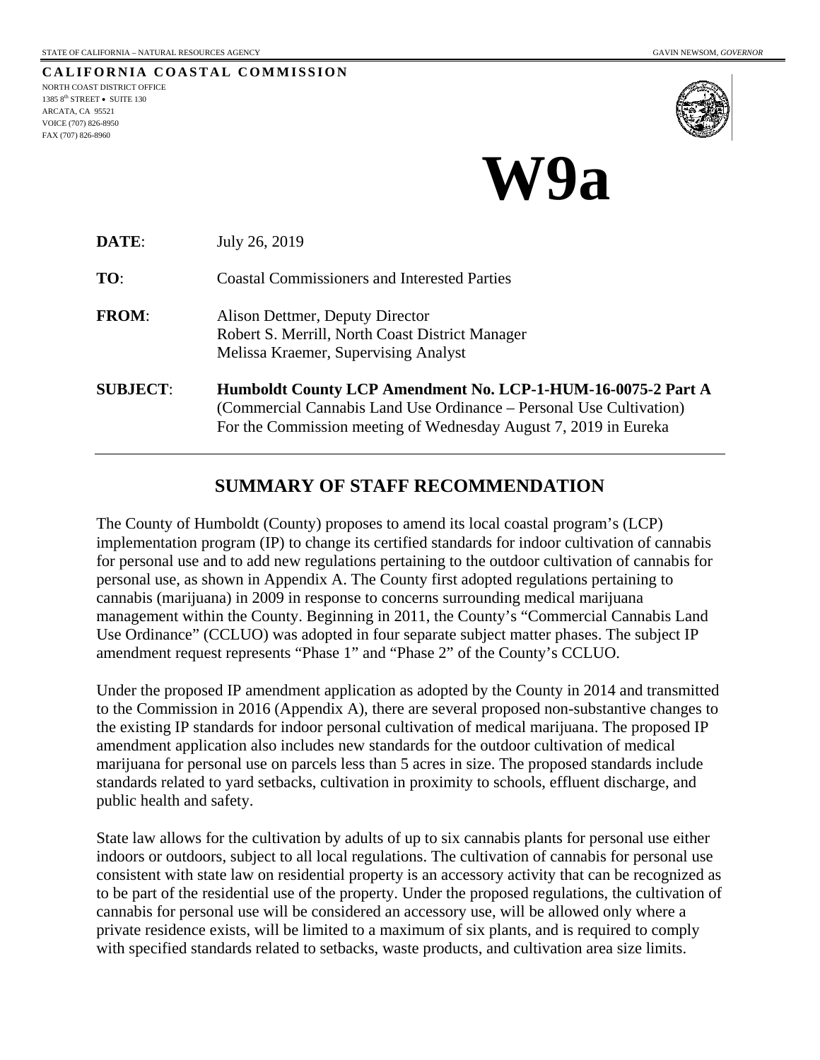STATE OF CALIFORNIA – NATURAL RESOURCES AGENCY GAVIN NEWSOM, *GOVERNOR*

**CALIFORNIA COASTAL COMMISSION**

NORTH COAST DISTRICT OFFICE
1385 8th STREET • SUITE 130
ARCATA, CA 95521
VOICE (707) 826-8950
FAX (707) 826-8960

# W9a

**DATE**: July 26, 2019

**TO**: Coastal Commissioners and Interested Parties

**FROM**: Alison Dettmer, Deputy Director
Robert S. Merrill, North Coast District Manager
Melissa Kraemer, Supervising Analyst

**SUBJECT**: **Humboldt County LCP Amendment No. LCP-1-HUM-16-0075-2 Part A**
(Commercial Cannabis Land Use Ordinance – Personal Use Cultivation)
For the Commission meeting of Wednesday August 7, 2019 in Eureka

## SUMMARY OF STAFF RECOMMENDATION

The County of Humboldt (County) proposes to amend its local coastal program's (LCP) implementation program (IP) to change its certified standards for indoor cultivation of cannabis for personal use and to add new regulations pertaining to the outdoor cultivation of cannabis for personal use, as shown in Appendix A. The County first adopted regulations pertaining to cannabis (marijuana) in 2009 in response to concerns surrounding medical marijuana management within the County. Beginning in 2011, the County's "Commercial Cannabis Land Use Ordinance" (CCLUO) was adopted in four separate subject matter phases. The subject IP amendment request represents "Phase 1" and "Phase 2" of the County's CCLUO.

Under the proposed IP amendment application as adopted by the County in 2014 and transmitted to the Commission in 2016 (Appendix A), there are several proposed non-substantive changes to the existing IP standards for indoor personal cultivation of medical marijuana. The proposed IP amendment application also includes new standards for the outdoor cultivation of medical marijuana for personal use on parcels less than 5 acres in size. The proposed standards include standards related to yard setbacks, cultivation in proximity to schools, effluent discharge, and public health and safety.

State law allows for the cultivation by adults of up to six cannabis plants for personal use either indoors or outdoors, subject to all local regulations. The cultivation of cannabis for personal use consistent with state law on residential property is an accessory activity that can be recognized as to be part of the residential use of the property. Under the proposed regulations, the cultivation of cannabis for personal use will be considered an accessory use, will be allowed only where a private residence exists, will be limited to a maximum of six plants, and is required to comply with specified standards related to setbacks, waste products, and cultivation area size limits.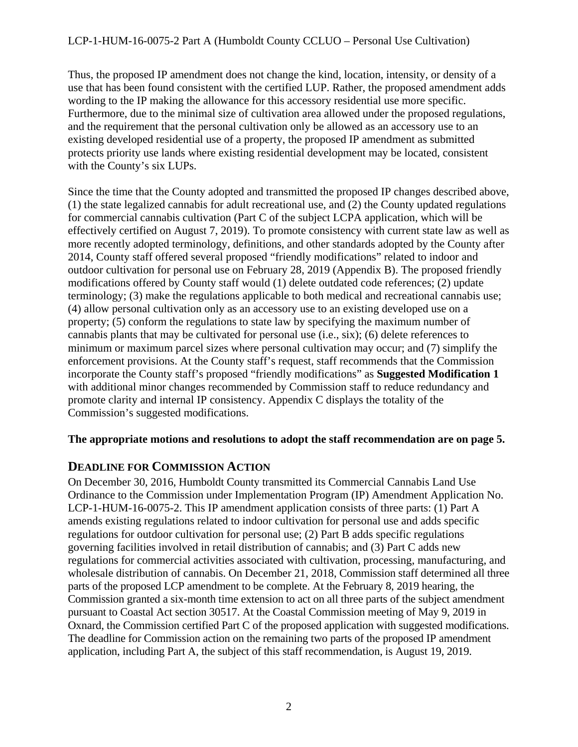Thus, the proposed IP amendment does not change the kind, location, intensity, or density of a use that has been found consistent with the certified LUP. Rather, the proposed amendment adds wording to the IP making the allowance for this accessory residential use more specific. Furthermore, due to the minimal size of cultivation area allowed under the proposed regulations, and the requirement that the personal cultivation only be allowed as an accessory use to an existing developed residential use of a property, the proposed IP amendment as submitted protects priority use lands where existing residential development may be located, consistent with the County's six LUPs.

Since the time that the County adopted and transmitted the proposed IP changes described above, (1) the state legalized cannabis for adult recreational use, and (2) the County updated regulations for commercial cannabis cultivation (Part C of the subject LCPA application, which will be effectively certified on August 7, 2019). To promote consistency with current state law as well as more recently adopted terminology, definitions, and other standards adopted by the County after 2014, County staff offered several proposed "friendly modifications" related to indoor and outdoor cultivation for personal use on February 28, 2019 (Appendix B). The proposed friendly modifications offered by County staff would (1) delete outdated code references; (2) update terminology; (3) make the regulations applicable to both medical and recreational cannabis use; (4) allow personal cultivation only as an accessory use to an existing developed use on a property; (5) conform the regulations to state law by specifying the maximum number of cannabis plants that may be cultivated for personal use (i.e., six); (6) delete references to minimum or maximum parcel sizes where personal cultivation may occur; and (7) simplify the enforcement provisions. At the County staff's request, staff recommends that the Commission incorporate the County staff's proposed "friendly modifications" as **Suggested Modification 1** with additional minor changes recommended by Commission staff to reduce redundancy and promote clarity and internal IP consistency. Appendix C displays the totality of the Commission's suggested modifications.

**The appropriate motions and resolutions to adopt the staff recommendation are on page 5.**

## DEADLINE FOR COMMISSION ACTION

On December 30, 2016, Humboldt County transmitted its Commercial Cannabis Land Use Ordinance to the Commission under Implementation Program (IP) Amendment Application No. LCP-1-HUM-16-0075-2. This IP amendment application consists of three parts: (1) Part A amends existing regulations related to indoor cultivation for personal use and adds specific regulations for outdoor cultivation for personal use; (2) Part B adds specific regulations governing facilities involved in retail distribution of cannabis; and (3) Part C adds new regulations for commercial activities associated with cultivation, processing, manufacturing, and wholesale distribution of cannabis. On December 21, 2018, Commission staff determined all three parts of the proposed LCP amendment to be complete. At the February 8, 2019 hearing, the Commission granted a six-month time extension to act on all three parts of the subject amendment pursuant to Coastal Act section 30517. At the Coastal Commission meeting of May 9, 2019 in Oxnard, the Commission certified Part C of the proposed application with suggested modifications. The deadline for Commission action on the remaining two parts of the proposed IP amendment application, including Part A, the subject of this staff recommendation, is August 19, 2019.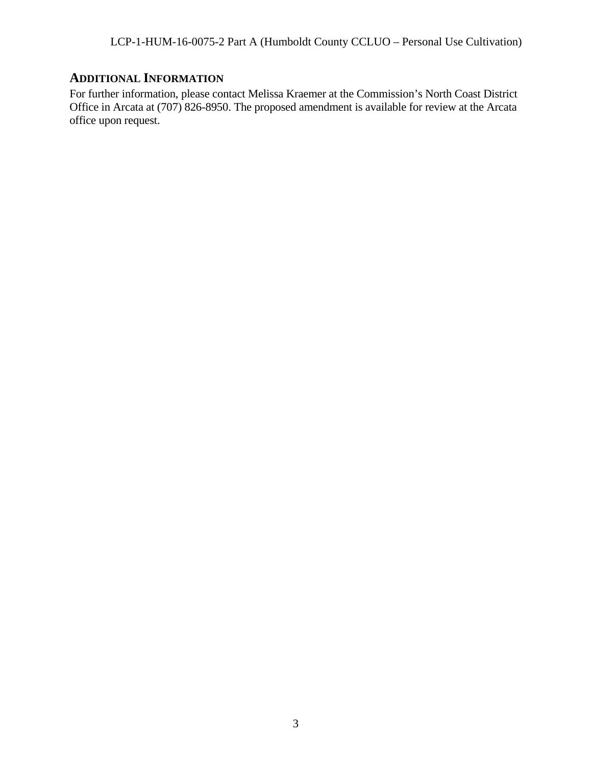## ADDITIONAL INFORMATION

For further information, please contact Melissa Kraemer at the Commission's North Coast District Office in Arcata at (707) 826-8950. The proposed amendment is available for review at the Arcata office upon request.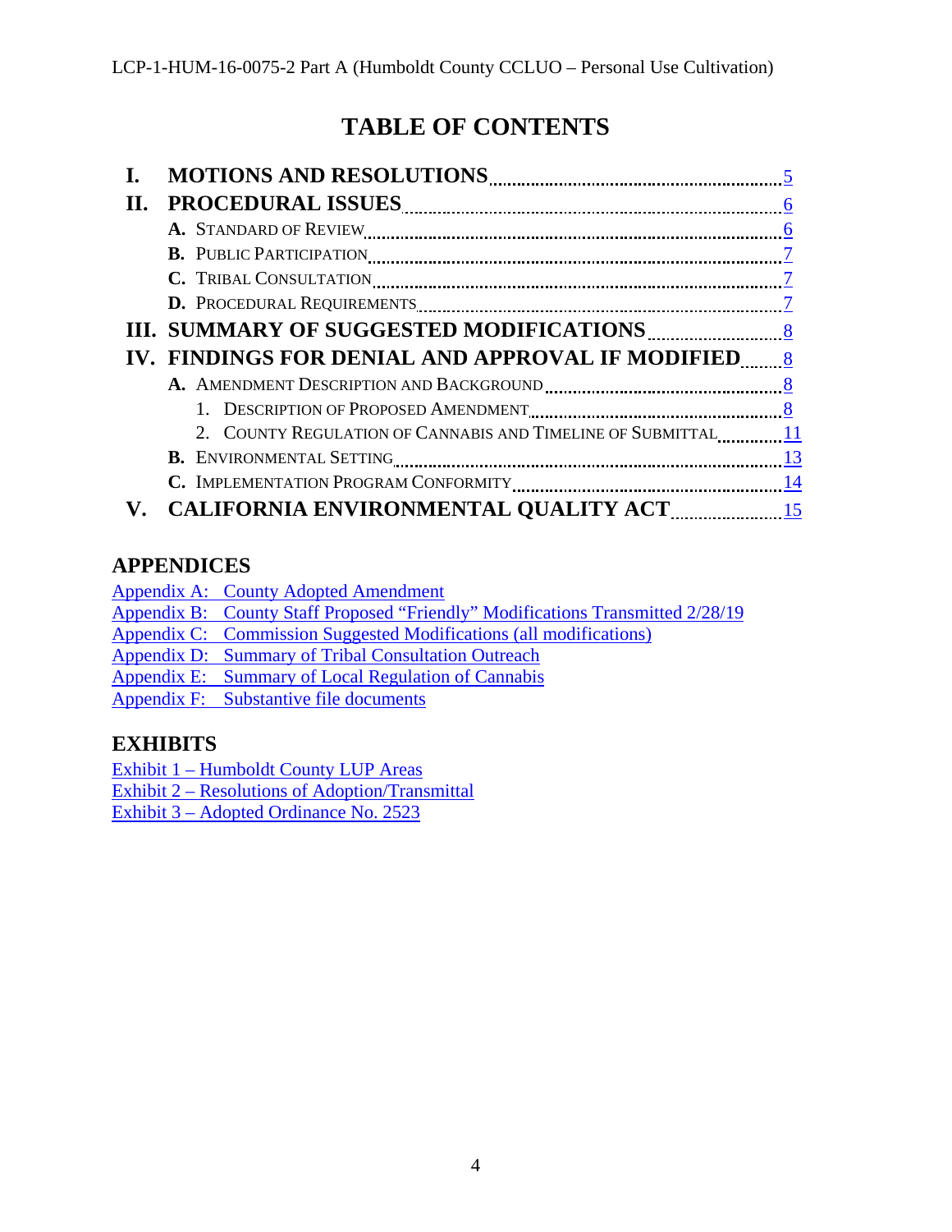# TABLE OF CONTENTS

- **I. MOTIONS AND RESOLUTIONS** ........ 5
- **II. PROCEDURAL ISSUES** ........ 6
  - **A.** Standard of Review ........ 6
  - **B.** Public Participation ........ 7
  - **C.** Tribal Consultation ........ 7
  - **D.** Procedural Requirements ........ 7
- **III. SUMMARY OF SUGGESTED MODIFICATIONS** ........ 8
- **IV. FINDINGS FOR DENIAL AND APPROVAL IF MODIFIED** ........ 8
  - **A.** Amendment Description and Background ........ 8
    1. Description of Proposed Amendment ........ 8
    2. County Regulation of Cannabis and Timeline of Submittal ........ 11
  - **B.** Environmental Setting ........ 13
  - **C.** Implementation Program Conformity ........ 14
- **V. CALIFORNIA ENVIRONMENTAL QUALITY ACT** ........ 15

## APPENDICES

Appendix A: County Adopted Amendment
Appendix B: County Staff Proposed "Friendly" Modifications Transmitted 2/28/19
Appendix C: Commission Suggested Modifications (all modifications)
Appendix D: Summary of Tribal Consultation Outreach
Appendix E: Summary of Local Regulation of Cannabis
Appendix F: Substantive file documents

## EXHIBITS

Exhibit 1 – Humboldt County LUP Areas
Exhibit 2 – Resolutions of Adoption/Transmittal
Exhibit 3 – Adopted Ordinance No. 2523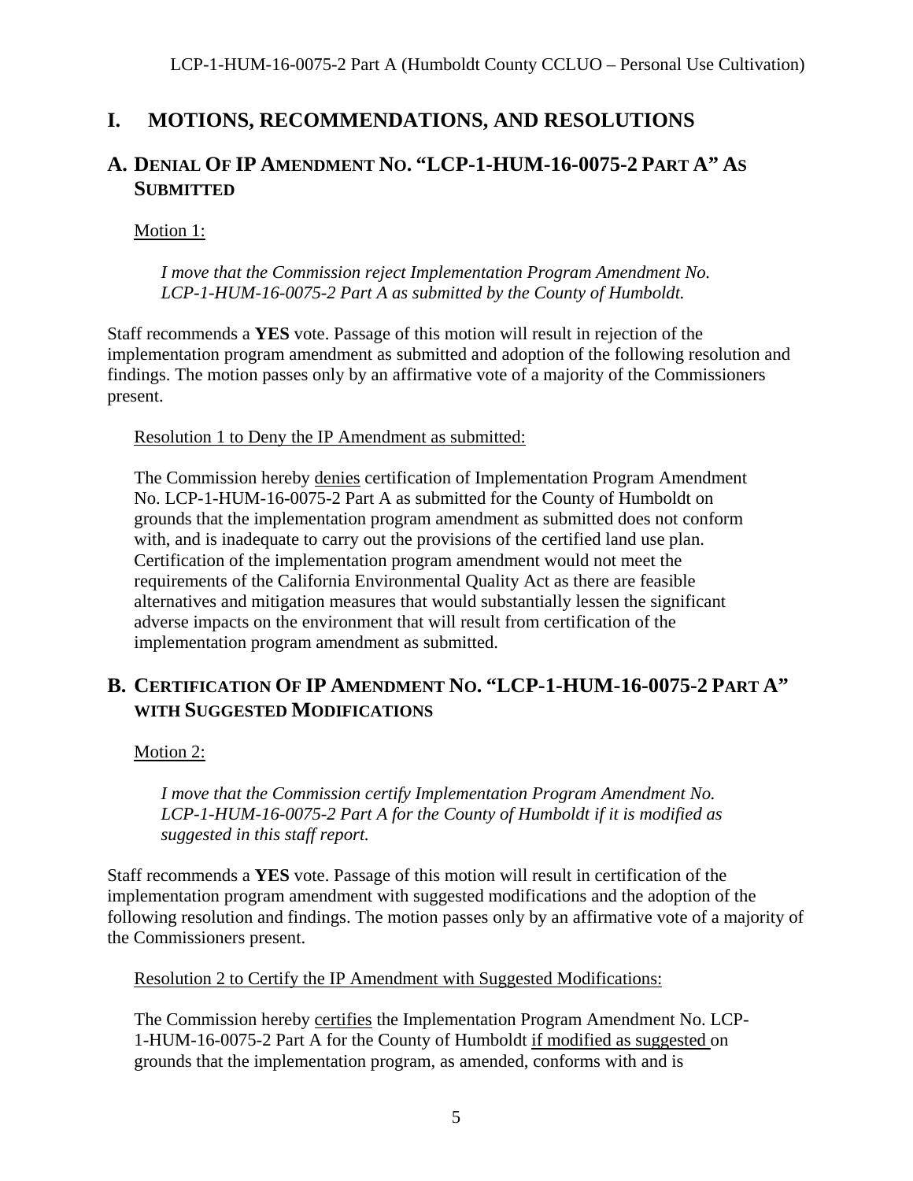# I. MOTIONS, RECOMMENDATIONS, AND RESOLUTIONS

## A. DENIAL OF IP AMENDMENT NO. "LCP-1-HUM-16-0075-2 PART A" AS SUBMITTED

Motion 1:

*I move that the Commission reject Implementation Program Amendment No. LCP-1-HUM-16-0075-2 Part A as submitted by the County of Humboldt.*

Staff recommends a **YES** vote. Passage of this motion will result in rejection of the implementation program amendment as submitted and adoption of the following resolution and findings. The motion passes only by an affirmative vote of a majority of the Commissioners present.

Resolution 1 to Deny the IP Amendment as submitted:

The Commission hereby denies certification of Implementation Program Amendment No. LCP-1-HUM-16-0075-2 Part A as submitted for the County of Humboldt on grounds that the implementation program amendment as submitted does not conform with, and is inadequate to carry out the provisions of the certified land use plan. Certification of the implementation program amendment would not meet the requirements of the California Environmental Quality Act as there are feasible alternatives and mitigation measures that would substantially lessen the significant adverse impacts on the environment that will result from certification of the implementation program amendment as submitted.

## B. CERTIFICATION OF IP AMENDMENT NO. "LCP-1-HUM-16-0075-2 PART A" WITH SUGGESTED MODIFICATIONS

Motion 2:

*I move that the Commission certify Implementation Program Amendment No. LCP-1-HUM-16-0075-2 Part A for the County of Humboldt if it is modified as suggested in this staff report.*

Staff recommends a **YES** vote. Passage of this motion will result in certification of the implementation program amendment with suggested modifications and the adoption of the following resolution and findings. The motion passes only by an affirmative vote of a majority of the Commissioners present.

Resolution 2 to Certify the IP Amendment with Suggested Modifications:

The Commission hereby certifies the Implementation Program Amendment No. LCP-1-HUM-16-0075-2 Part A for the County of Humboldt if modified as suggested on grounds that the implementation program, as amended, conforms with and is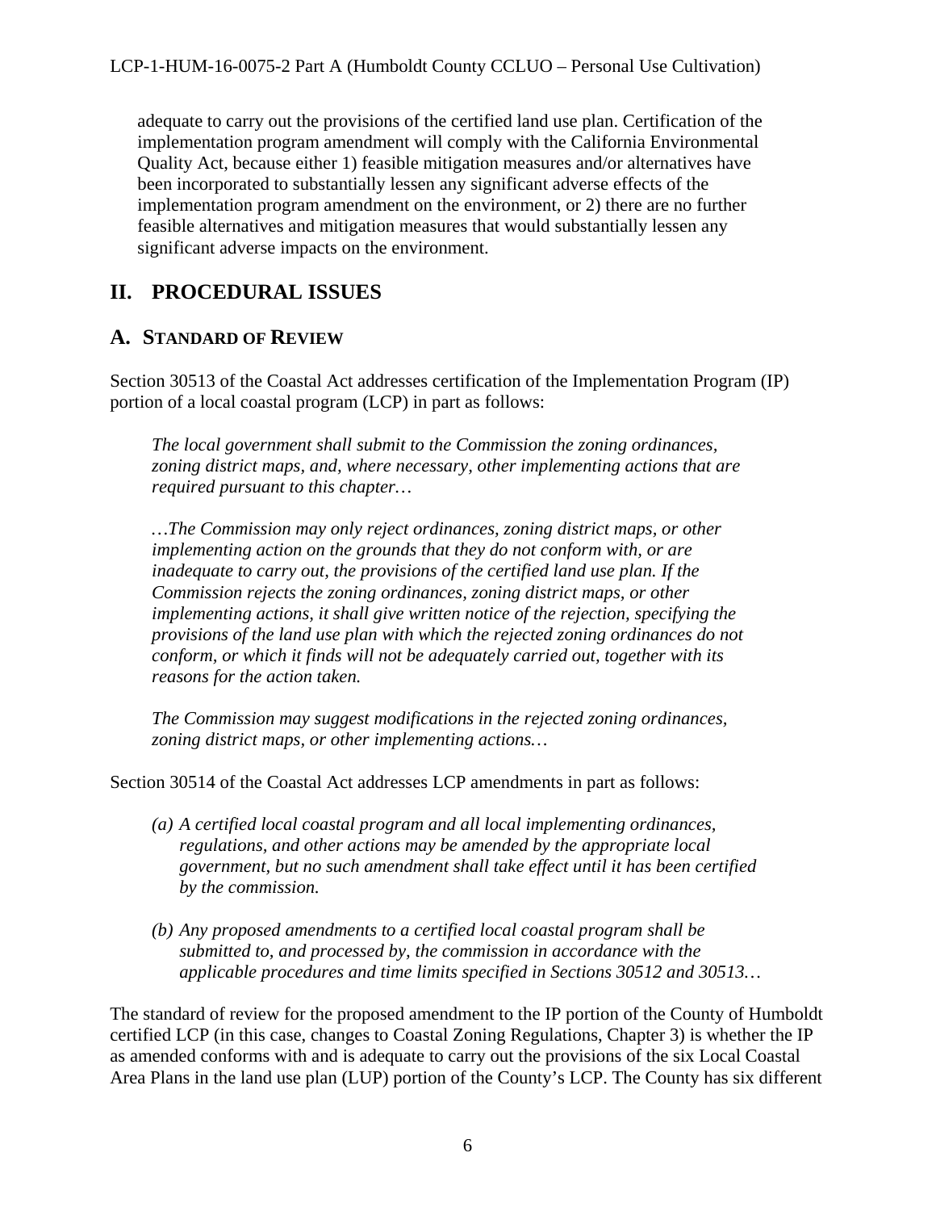adequate to carry out the provisions of the certified land use plan. Certification of the implementation program amendment will comply with the California Environmental Quality Act, because either 1) feasible mitigation measures and/or alternatives have been incorporated to substantially lessen any significant adverse effects of the implementation program amendment on the environment, or 2) there are no further feasible alternatives and mitigation measures that would substantially lessen any significant adverse impacts on the environment.

# II. PROCEDURAL ISSUES

## A. STANDARD OF REVIEW

Section 30513 of the Coastal Act addresses certification of the Implementation Program (IP) portion of a local coastal program (LCP) in part as follows:

> *The local government shall submit to the Commission the zoning ordinances, zoning district maps, and, where necessary, other implementing actions that are required pursuant to this chapter…*
>
> *…The Commission may only reject ordinances, zoning district maps, or other implementing action on the grounds that they do not conform with, or are inadequate to carry out, the provisions of the certified land use plan. If the Commission rejects the zoning ordinances, zoning district maps, or other implementing actions, it shall give written notice of the rejection, specifying the provisions of the land use plan with which the rejected zoning ordinances do not conform, or which it finds will not be adequately carried out, together with its reasons for the action taken.*
>
> *The Commission may suggest modifications in the rejected zoning ordinances, zoning district maps, or other implementing actions…*

Section 30514 of the Coastal Act addresses LCP amendments in part as follows:

> *(a) A certified local coastal program and all local implementing ordinances, regulations, and other actions may be amended by the appropriate local government, but no such amendment shall take effect until it has been certified by the commission.*
>
> *(b) Any proposed amendments to a certified local coastal program shall be submitted to, and processed by, the commission in accordance with the applicable procedures and time limits specified in Sections 30512 and 30513…*

The standard of review for the proposed amendment to the IP portion of the County of Humboldt certified LCP (in this case, changes to Coastal Zoning Regulations, Chapter 3) is whether the IP as amended conforms with and is adequate to carry out the provisions of the six Local Coastal Area Plans in the land use plan (LUP) portion of the County's LCP. The County has six different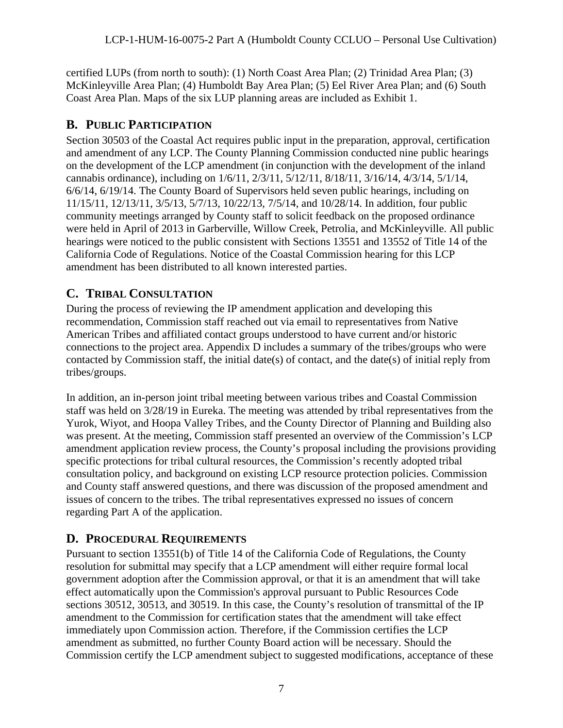certified LUPs (from north to south): (1) North Coast Area Plan; (2) Trinidad Area Plan; (3) McKinleyville Area Plan; (4) Humboldt Bay Area Plan; (5) Eel River Area Plan; and (6) South Coast Area Plan. Maps of the six LUP planning areas are included as Exhibit 1.

## B. Public Participation

Section 30503 of the Coastal Act requires public input in the preparation, approval, certification and amendment of any LCP. The County Planning Commission conducted nine public hearings on the development of the LCP amendment (in conjunction with the development of the inland cannabis ordinance), including on 1/6/11, 2/3/11, 5/12/11, 8/18/11, 3/16/14, 4/3/14, 5/1/14, 6/6/14, 6/19/14. The County Board of Supervisors held seven public hearings, including on 11/15/11, 12/13/11, 3/5/13, 5/7/13, 10/22/13, 7/5/14, and 10/28/14. In addition, four public community meetings arranged by County staff to solicit feedback on the proposed ordinance were held in April of 2013 in Garberville, Willow Creek, Petrolia, and McKinleyville. All public hearings were noticed to the public consistent with Sections 13551 and 13552 of Title 14 of the California Code of Regulations. Notice of the Coastal Commission hearing for this LCP amendment has been distributed to all known interested parties.

## C. Tribal Consultation

During the process of reviewing the IP amendment application and developing this recommendation, Commission staff reached out via email to representatives from Native American Tribes and affiliated contact groups understood to have current and/or historic connections to the project area. Appendix D includes a summary of the tribes/groups who were contacted by Commission staff, the initial date(s) of contact, and the date(s) of initial reply from tribes/groups.

In addition, an in-person joint tribal meeting between various tribes and Coastal Commission staff was held on 3/28/19 in Eureka. The meeting was attended by tribal representatives from the Yurok, Wiyot, and Hoopa Valley Tribes, and the County Director of Planning and Building also was present. At the meeting, Commission staff presented an overview of the Commission's LCP amendment application review process, the County's proposal including the provisions providing specific protections for tribal cultural resources, the Commission's recently adopted tribal consultation policy, and background on existing LCP resource protection policies. Commission and County staff answered questions, and there was discussion of the proposed amendment and issues of concern to the tribes. The tribal representatives expressed no issues of concern regarding Part A of the application.

## D. Procedural Requirements

Pursuant to section 13551(b) of Title 14 of the California Code of Regulations, the County resolution for submittal may specify that a LCP amendment will either require formal local government adoption after the Commission approval, or that it is an amendment that will take effect automatically upon the Commission's approval pursuant to Public Resources Code sections 30512, 30513, and 30519. In this case, the County's resolution of transmittal of the IP amendment to the Commission for certification states that the amendment will take effect immediately upon Commission action. Therefore, if the Commission certifies the LCP amendment as submitted, no further County Board action will be necessary. Should the Commission certify the LCP amendment subject to suggested modifications, acceptance of these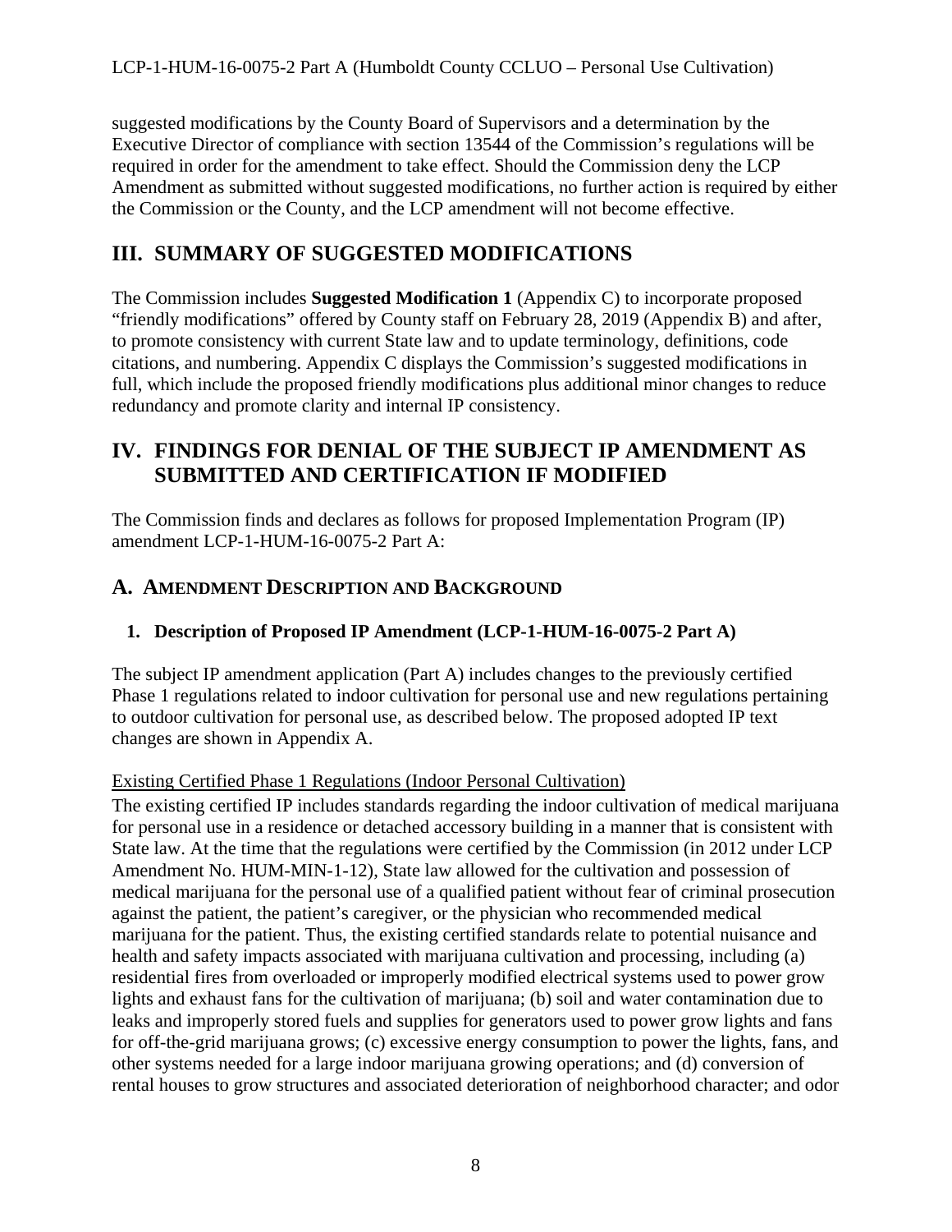suggested modifications by the County Board of Supervisors and a determination by the Executive Director of compliance with section 13544 of the Commission's regulations will be required in order for the amendment to take effect. Should the Commission deny the LCP Amendment as submitted without suggested modifications, no further action is required by either the Commission or the County, and the LCP amendment will not become effective.

# III. SUMMARY OF SUGGESTED MODIFICATIONS

The Commission includes **Suggested Modification 1** (Appendix C) to incorporate proposed "friendly modifications" offered by County staff on February 28, 2019 (Appendix B) and after, to promote consistency with current State law and to update terminology, definitions, code citations, and numbering. Appendix C displays the Commission's suggested modifications in full, which include the proposed friendly modifications plus additional minor changes to reduce redundancy and promote clarity and internal IP consistency.

# IV. FINDINGS FOR DENIAL OF THE SUBJECT IP AMENDMENT AS SUBMITTED AND CERTIFICATION IF MODIFIED

The Commission finds and declares as follows for proposed Implementation Program (IP) amendment LCP-1-HUM-16-0075-2 Part A:

## A. AMENDMENT DESCRIPTION AND BACKGROUND

### 1. Description of Proposed IP Amendment (LCP-1-HUM-16-0075-2 Part A)

The subject IP amendment application (Part A) includes changes to the previously certified Phase 1 regulations related to indoor cultivation for personal use and new regulations pertaining to outdoor cultivation for personal use, as described below. The proposed adopted IP text changes are shown in Appendix A.

<u>Existing Certified Phase 1 Regulations (Indoor Personal Cultivation)</u>

The existing certified IP includes standards regarding the indoor cultivation of medical marijuana for personal use in a residence or detached accessory building in a manner that is consistent with State law. At the time that the regulations were certified by the Commission (in 2012 under LCP Amendment No. HUM-MIN-1-12), State law allowed for the cultivation and possession of medical marijuana for the personal use of a qualified patient without fear of criminal prosecution against the patient, the patient's caregiver, or the physician who recommended medical marijuana for the patient. Thus, the existing certified standards relate to potential nuisance and health and safety impacts associated with marijuana cultivation and processing, including (a) residential fires from overloaded or improperly modified electrical systems used to power grow lights and exhaust fans for the cultivation of marijuana; (b) soil and water contamination due to leaks and improperly stored fuels and supplies for generators used to power grow lights and fans for off-the-grid marijuana grows; (c) excessive energy consumption to power the lights, fans, and other systems needed for a large indoor marijuana growing operations; and (d) conversion of rental houses to grow structures and associated deterioration of neighborhood character; and odor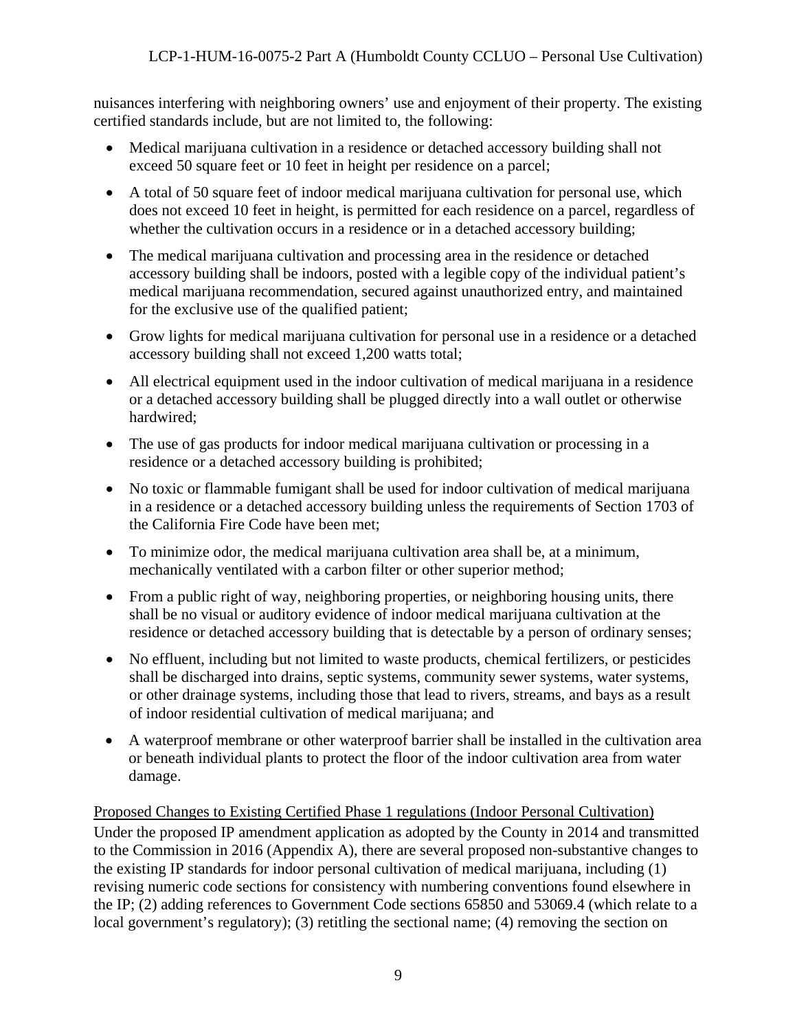nuisances interfering with neighboring owners' use and enjoyment of their property. The existing certified standards include, but are not limited to, the following:

- Medical marijuana cultivation in a residence or detached accessory building shall not exceed 50 square feet or 10 feet in height per residence on a parcel;
- A total of 50 square feet of indoor medical marijuana cultivation for personal use, which does not exceed 10 feet in height, is permitted for each residence on a parcel, regardless of whether the cultivation occurs in a residence or in a detached accessory building;
- The medical marijuana cultivation and processing area in the residence or detached accessory building shall be indoors, posted with a legible copy of the individual patient's medical marijuana recommendation, secured against unauthorized entry, and maintained for the exclusive use of the qualified patient;
- Grow lights for medical marijuana cultivation for personal use in a residence or a detached accessory building shall not exceed 1,200 watts total;
- All electrical equipment used in the indoor cultivation of medical marijuana in a residence or a detached accessory building shall be plugged directly into a wall outlet or otherwise hardwired;
- The use of gas products for indoor medical marijuana cultivation or processing in a residence or a detached accessory building is prohibited;
- No toxic or flammable fumigant shall be used for indoor cultivation of medical marijuana in a residence or a detached accessory building unless the requirements of Section 1703 of the California Fire Code have been met;
- To minimize odor, the medical marijuana cultivation area shall be, at a minimum, mechanically ventilated with a carbon filter or other superior method;
- From a public right of way, neighboring properties, or neighboring housing units, there shall be no visual or auditory evidence of indoor medical marijuana cultivation at the residence or detached accessory building that is detectable by a person of ordinary senses;
- No effluent, including but not limited to waste products, chemical fertilizers, or pesticides shall be discharged into drains, septic systems, community sewer systems, water systems, or other drainage systems, including those that lead to rivers, streams, and bays as a result of indoor residential cultivation of medical marijuana; and
- A waterproof membrane or other waterproof barrier shall be installed in the cultivation area or beneath individual plants to protect the floor of the indoor cultivation area from water damage.

Proposed Changes to Existing Certified Phase 1 regulations (Indoor Personal Cultivation)

Under the proposed IP amendment application as adopted by the County in 2014 and transmitted to the Commission in 2016 (Appendix A), there are several proposed non-substantive changes to the existing IP standards for indoor personal cultivation of medical marijuana, including (1) revising numeric code sections for consistency with numbering conventions found elsewhere in the IP; (2) adding references to Government Code sections 65850 and 53069.4 (which relate to a local government's regulatory); (3) retitling the sectional name; (4) removing the section on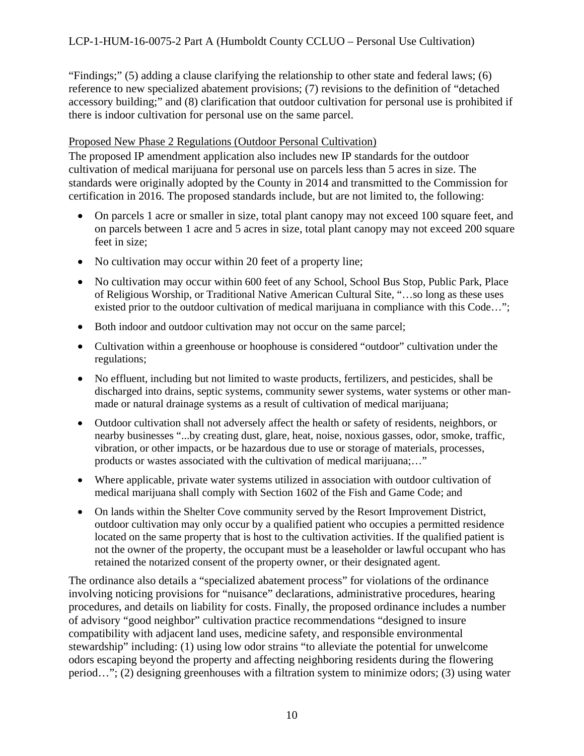"Findings;" (5) adding a clause clarifying the relationship to other state and federal laws; (6) reference to new specialized abatement provisions; (7) revisions to the definition of "detached accessory building;" and (8) clarification that outdoor cultivation for personal use is prohibited if there is indoor cultivation for personal use on the same parcel.

Proposed New Phase 2 Regulations (Outdoor Personal Cultivation)

The proposed IP amendment application also includes new IP standards for the outdoor cultivation of medical marijuana for personal use on parcels less than 5 acres in size. The standards were originally adopted by the County in 2014 and transmitted to the Commission for certification in 2016. The proposed standards include, but are not limited to, the following:

- On parcels 1 acre or smaller in size, total plant canopy may not exceed 100 square feet, and on parcels between 1 acre and 5 acres in size, total plant canopy may not exceed 200 square feet in size;
- No cultivation may occur within 20 feet of a property line;
- No cultivation may occur within 600 feet of any School, School Bus Stop, Public Park, Place of Religious Worship, or Traditional Native American Cultural Site, "…so long as these uses existed prior to the outdoor cultivation of medical marijuana in compliance with this Code…";
- Both indoor and outdoor cultivation may not occur on the same parcel;
- Cultivation within a greenhouse or hoophouse is considered "outdoor" cultivation under the regulations;
- No effluent, including but not limited to waste products, fertilizers, and pesticides, shall be discharged into drains, septic systems, community sewer systems, water systems or other man-made or natural drainage systems as a result of cultivation of medical marijuana;
- Outdoor cultivation shall not adversely affect the health or safety of residents, neighbors, or nearby businesses "...by creating dust, glare, heat, noise, noxious gasses, odor, smoke, traffic, vibration, or other impacts, or be hazardous due to use or storage of materials, processes, products or wastes associated with the cultivation of medical marijuana;…"
- Where applicable, private water systems utilized in association with outdoor cultivation of medical marijuana shall comply with Section 1602 of the Fish and Game Code; and
- On lands within the Shelter Cove community served by the Resort Improvement District, outdoor cultivation may only occur by a qualified patient who occupies a permitted residence located on the same property that is host to the cultivation activities. If the qualified patient is not the owner of the property, the occupant must be a leaseholder or lawful occupant who has retained the notarized consent of the property owner, or their designated agent.

The ordinance also details a "specialized abatement process" for violations of the ordinance involving noticing provisions for "nuisance" declarations, administrative procedures, hearing procedures, and details on liability for costs. Finally, the proposed ordinance includes a number of advisory "good neighbor" cultivation practice recommendations "designed to insure compatibility with adjacent land uses, medicine safety, and responsible environmental stewardship" including: (1) using low odor strains "to alleviate the potential for unwelcome odors escaping beyond the property and affecting neighboring residents during the flowering period…"; (2) designing greenhouses with a filtration system to minimize odors; (3) using water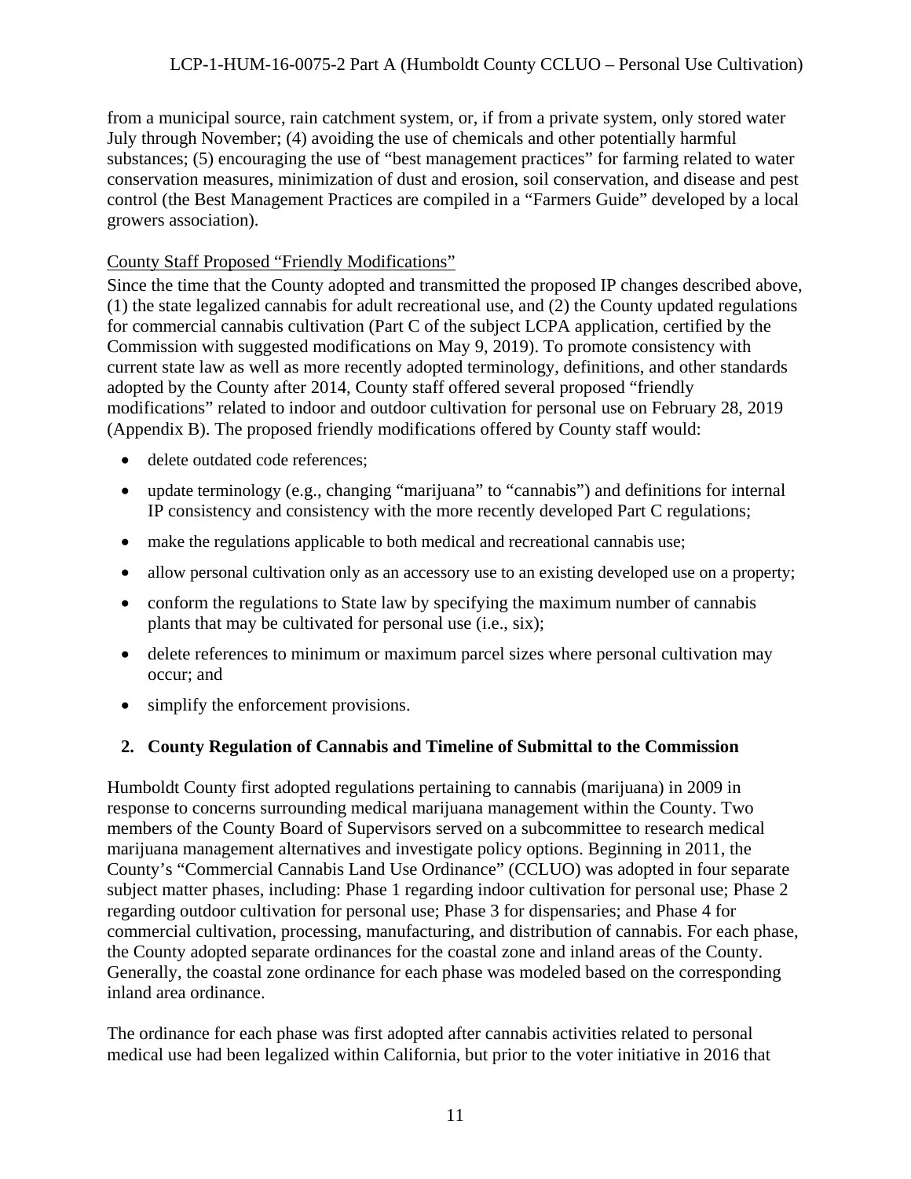from a municipal source, rain catchment system, or, if from a private system, only stored water July through November; (4) avoiding the use of chemicals and other potentially harmful substances; (5) encouraging the use of "best management practices" for farming related to water conservation measures, minimization of dust and erosion, soil conservation, and disease and pest control (the Best Management Practices are compiled in a "Farmers Guide" developed by a local growers association).

County Staff Proposed "Friendly Modifications"

Since the time that the County adopted and transmitted the proposed IP changes described above, (1) the state legalized cannabis for adult recreational use, and (2) the County updated regulations for commercial cannabis cultivation (Part C of the subject LCPA application, certified by the Commission with suggested modifications on May 9, 2019). To promote consistency with current state law as well as more recently adopted terminology, definitions, and other standards adopted by the County after 2014, County staff offered several proposed "friendly modifications" related to indoor and outdoor cultivation for personal use on February 28, 2019 (Appendix B). The proposed friendly modifications offered by County staff would:

- delete outdated code references;
- update terminology (e.g., changing "marijuana" to "cannabis") and definitions for internal IP consistency and consistency with the more recently developed Part C regulations;
- make the regulations applicable to both medical and recreational cannabis use;
- allow personal cultivation only as an accessory use to an existing developed use on a property;
- conform the regulations to State law by specifying the maximum number of cannabis plants that may be cultivated for personal use (i.e., six);
- delete references to minimum or maximum parcel sizes where personal cultivation may occur; and
- simplify the enforcement provisions.

**2. County Regulation of Cannabis and Timeline of Submittal to the Commission**

Humboldt County first adopted regulations pertaining to cannabis (marijuana) in 2009 in response to concerns surrounding medical marijuana management within the County. Two members of the County Board of Supervisors served on a subcommittee to research medical marijuana management alternatives and investigate policy options. Beginning in 2011, the County's "Commercial Cannabis Land Use Ordinance" (CCLUO) was adopted in four separate subject matter phases, including: Phase 1 regarding indoor cultivation for personal use; Phase 2 regarding outdoor cultivation for personal use; Phase 3 for dispensaries; and Phase 4 for commercial cultivation, processing, manufacturing, and distribution of cannabis. For each phase, the County adopted separate ordinances for the coastal zone and inland areas of the County. Generally, the coastal zone ordinance for each phase was modeled based on the corresponding inland area ordinance.

The ordinance for each phase was first adopted after cannabis activities related to personal medical use had been legalized within California, but prior to the voter initiative in 2016 that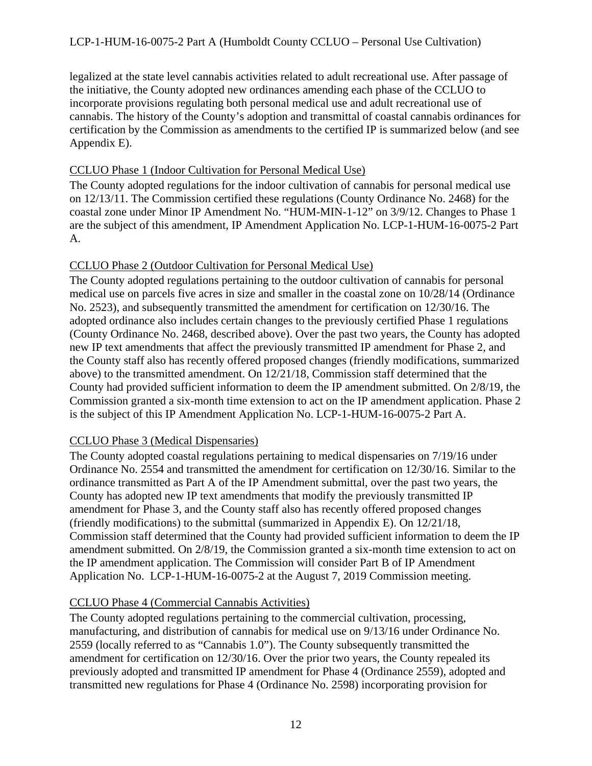legalized at the state level cannabis activities related to adult recreational use. After passage of the initiative, the County adopted new ordinances amending each phase of the CCLUO to incorporate provisions regulating both personal medical use and adult recreational use of cannabis. The history of the County's adoption and transmittal of coastal cannabis ordinances for certification by the Commission as amendments to the certified IP is summarized below (and see Appendix E).

<u>CCLUO Phase 1 (Indoor Cultivation for Personal Medical Use)</u>

The County adopted regulations for the indoor cultivation of cannabis for personal medical use on 12/13/11. The Commission certified these regulations (County Ordinance No. 2468) for the coastal zone under Minor IP Amendment No. "HUM-MIN-1-12" on 3/9/12. Changes to Phase 1 are the subject of this amendment, IP Amendment Application No. LCP-1-HUM-16-0075-2 Part A.

<u>CCLUO Phase 2 (Outdoor Cultivation for Personal Medical Use)</u>

The County adopted regulations pertaining to the outdoor cultivation of cannabis for personal medical use on parcels five acres in size and smaller in the coastal zone on 10/28/14 (Ordinance No. 2523), and subsequently transmitted the amendment for certification on 12/30/16. The adopted ordinance also includes certain changes to the previously certified Phase 1 regulations (County Ordinance No. 2468, described above). Over the past two years, the County has adopted new IP text amendments that affect the previously transmitted IP amendment for Phase 2, and the County staff also has recently offered proposed changes (friendly modifications, summarized above) to the transmitted amendment. On 12/21/18, Commission staff determined that the County had provided sufficient information to deem the IP amendment submitted. On 2/8/19, the Commission granted a six-month time extension to act on the IP amendment application. Phase 2 is the subject of this IP Amendment Application No. LCP-1-HUM-16-0075-2 Part A.

<u>CCLUO Phase 3 (Medical Dispensaries)</u>

The County adopted coastal regulations pertaining to medical dispensaries on 7/19/16 under Ordinance No. 2554 and transmitted the amendment for certification on 12/30/16. Similar to the ordinance transmitted as Part A of the IP Amendment submittal, over the past two years, the County has adopted new IP text amendments that modify the previously transmitted IP amendment for Phase 3, and the County staff also has recently offered proposed changes (friendly modifications) to the submittal (summarized in Appendix E). On 12/21/18, Commission staff determined that the County had provided sufficient information to deem the IP amendment submitted. On 2/8/19, the Commission granted a six-month time extension to act on the IP amendment application. The Commission will consider Part B of IP Amendment Application No. LCP-1-HUM-16-0075-2 at the August 7, 2019 Commission meeting.

<u>CCLUO Phase 4 (Commercial Cannabis Activities)</u>

The County adopted regulations pertaining to the commercial cultivation, processing, manufacturing, and distribution of cannabis for medical use on 9/13/16 under Ordinance No. 2559 (locally referred to as "Cannabis 1.0"). The County subsequently transmitted the amendment for certification on 12/30/16. Over the prior two years, the County repealed its previously adopted and transmitted IP amendment for Phase 4 (Ordinance 2559), adopted and transmitted new regulations for Phase 4 (Ordinance No. 2598) incorporating provision for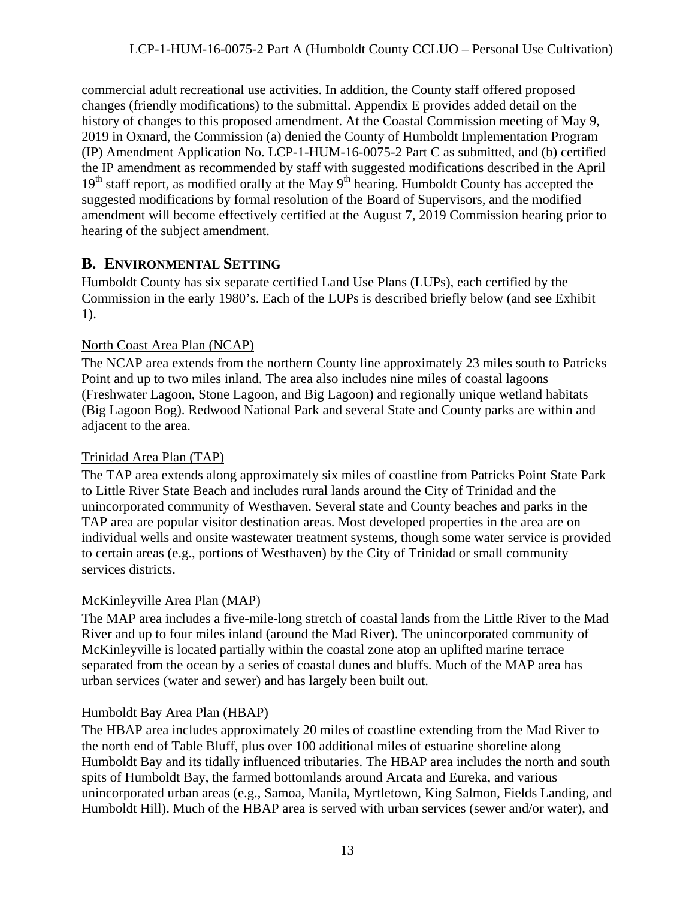commercial adult recreational use activities. In addition, the County staff offered proposed changes (friendly modifications) to the submittal. Appendix E provides added detail on the history of changes to this proposed amendment. At the Coastal Commission meeting of May 9, 2019 in Oxnard, the Commission (a) denied the County of Humboldt Implementation Program (IP) Amendment Application No. LCP-1-HUM-16-0075-2 Part C as submitted, and (b) certified the IP amendment as recommended by staff with suggested modifications described in the April 19th staff report, as modified orally at the May 9th hearing. Humboldt County has accepted the suggested modifications by formal resolution of the Board of Supervisors, and the modified amendment will become effectively certified at the August 7, 2019 Commission hearing prior to hearing of the subject amendment.

## B. ENVIRONMENTAL SETTING

Humboldt County has six separate certified Land Use Plans (LUPs), each certified by the Commission in the early 1980's. Each of the LUPs is described briefly below (and see Exhibit 1).

North Coast Area Plan (NCAP)

The NCAP area extends from the northern County line approximately 23 miles south to Patricks Point and up to two miles inland. The area also includes nine miles of coastal lagoons (Freshwater Lagoon, Stone Lagoon, and Big Lagoon) and regionally unique wetland habitats (Big Lagoon Bog). Redwood National Park and several State and County parks are within and adjacent to the area.

Trinidad Area Plan (TAP)

The TAP area extends along approximately six miles of coastline from Patricks Point State Park to Little River State Beach and includes rural lands around the City of Trinidad and the unincorporated community of Westhaven. Several state and County beaches and parks in the TAP area are popular visitor destination areas. Most developed properties in the area are on individual wells and onsite wastewater treatment systems, though some water service is provided to certain areas (e.g., portions of Westhaven) by the City of Trinidad or small community services districts.

McKinleyville Area Plan (MAP)

The MAP area includes a five-mile-long stretch of coastal lands from the Little River to the Mad River and up to four miles inland (around the Mad River). The unincorporated community of McKinleyville is located partially within the coastal zone atop an uplifted marine terrace separated from the ocean by a series of coastal dunes and bluffs. Much of the MAP area has urban services (water and sewer) and has largely been built out.

Humboldt Bay Area Plan (HBAP)

The HBAP area includes approximately 20 miles of coastline extending from the Mad River to the north end of Table Bluff, plus over 100 additional miles of estuarine shoreline along Humboldt Bay and its tidally influenced tributaries. The HBAP area includes the north and south spits of Humboldt Bay, the farmed bottomlands around Arcata and Eureka, and various unincorporated urban areas (e.g., Samoa, Manila, Myrtletown, King Salmon, Fields Landing, and Humboldt Hill). Much of the HBAP area is served with urban services (sewer and/or water), and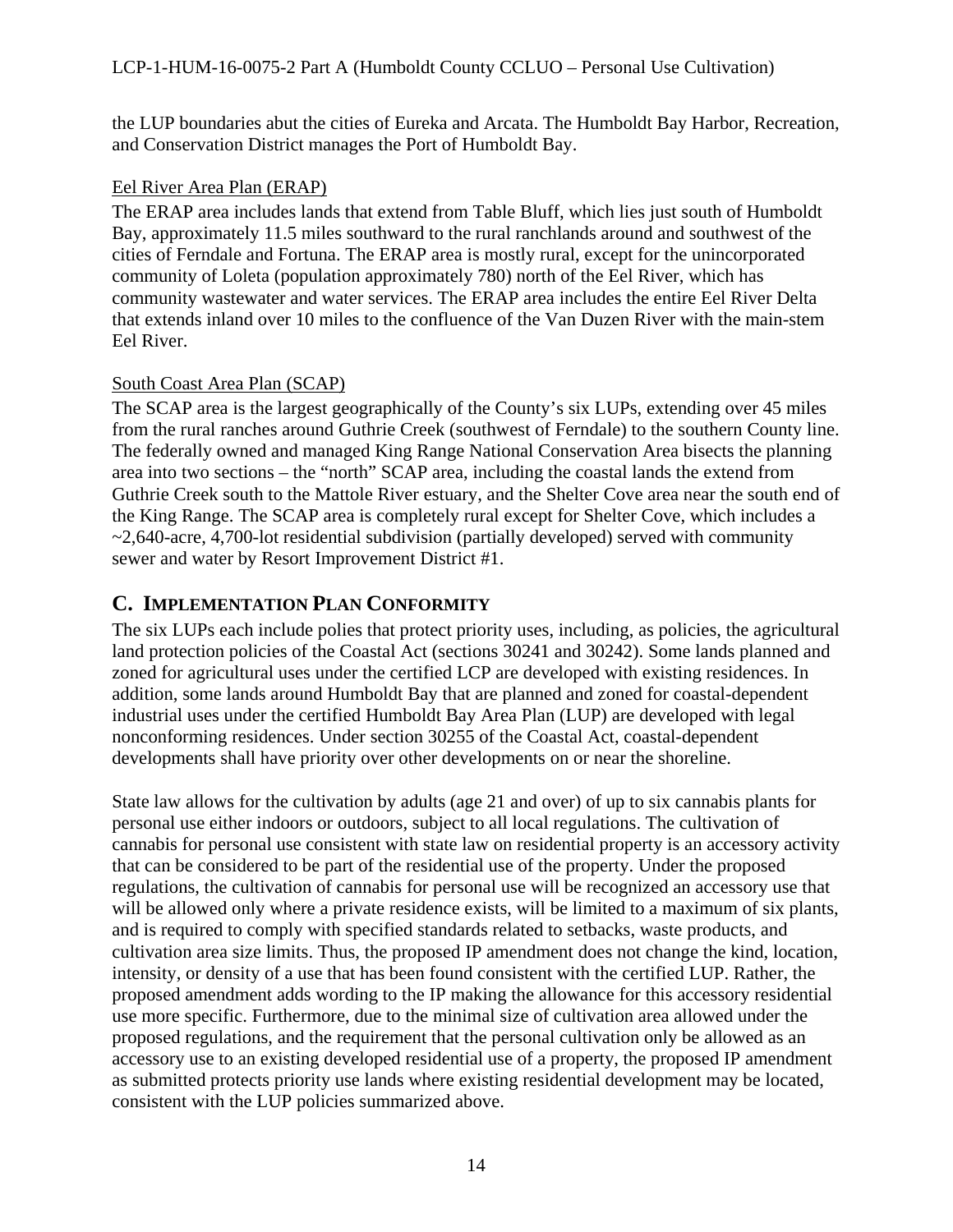the LUP boundaries abut the cities of Eureka and Arcata. The Humboldt Bay Harbor, Recreation, and Conservation District manages the Port of Humboldt Bay.

Eel River Area Plan (ERAP)

The ERAP area includes lands that extend from Table Bluff, which lies just south of Humboldt Bay, approximately 11.5 miles southward to the rural ranchlands around and southwest of the cities of Ferndale and Fortuna. The ERAP area is mostly rural, except for the unincorporated community of Loleta (population approximately 780) north of the Eel River, which has community wastewater and water services. The ERAP area includes the entire Eel River Delta that extends inland over 10 miles to the confluence of the Van Duzen River with the main-stem Eel River.

South Coast Area Plan (SCAP)

The SCAP area is the largest geographically of the County's six LUPs, extending over 45 miles from the rural ranches around Guthrie Creek (southwest of Ferndale) to the southern County line. The federally owned and managed King Range National Conservation Area bisects the planning area into two sections – the "north" SCAP area, including the coastal lands the extend from Guthrie Creek south to the Mattole River estuary, and the Shelter Cove area near the south end of the King Range. The SCAP area is completely rural except for Shelter Cove, which includes a ~2,640-acre, 4,700-lot residential subdivision (partially developed) served with community sewer and water by Resort Improvement District #1.

## C. IMPLEMENTATION PLAN CONFORMITY

The six LUPs each include polies that protect priority uses, including, as policies, the agricultural land protection policies of the Coastal Act (sections 30241 and 30242). Some lands planned and zoned for agricultural uses under the certified LCP are developed with existing residences. In addition, some lands around Humboldt Bay that are planned and zoned for coastal-dependent industrial uses under the certified Humboldt Bay Area Plan (LUP) are developed with legal nonconforming residences. Under section 30255 of the Coastal Act, coastal-dependent developments shall have priority over other developments on or near the shoreline.

State law allows for the cultivation by adults (age 21 and over) of up to six cannabis plants for personal use either indoors or outdoors, subject to all local regulations. The cultivation of cannabis for personal use consistent with state law on residential property is an accessory activity that can be considered to be part of the residential use of the property. Under the proposed regulations, the cultivation of cannabis for personal use will be recognized an accessory use that will be allowed only where a private residence exists, will be limited to a maximum of six plants, and is required to comply with specified standards related to setbacks, waste products, and cultivation area size limits. Thus, the proposed IP amendment does not change the kind, location, intensity, or density of a use that has been found consistent with the certified LUP. Rather, the proposed amendment adds wording to the IP making the allowance for this accessory residential use more specific. Furthermore, due to the minimal size of cultivation area allowed under the proposed regulations, and the requirement that the personal cultivation only be allowed as an accessory use to an existing developed residential use of a property, the proposed IP amendment as submitted protects priority use lands where existing residential development may be located, consistent with the LUP policies summarized above.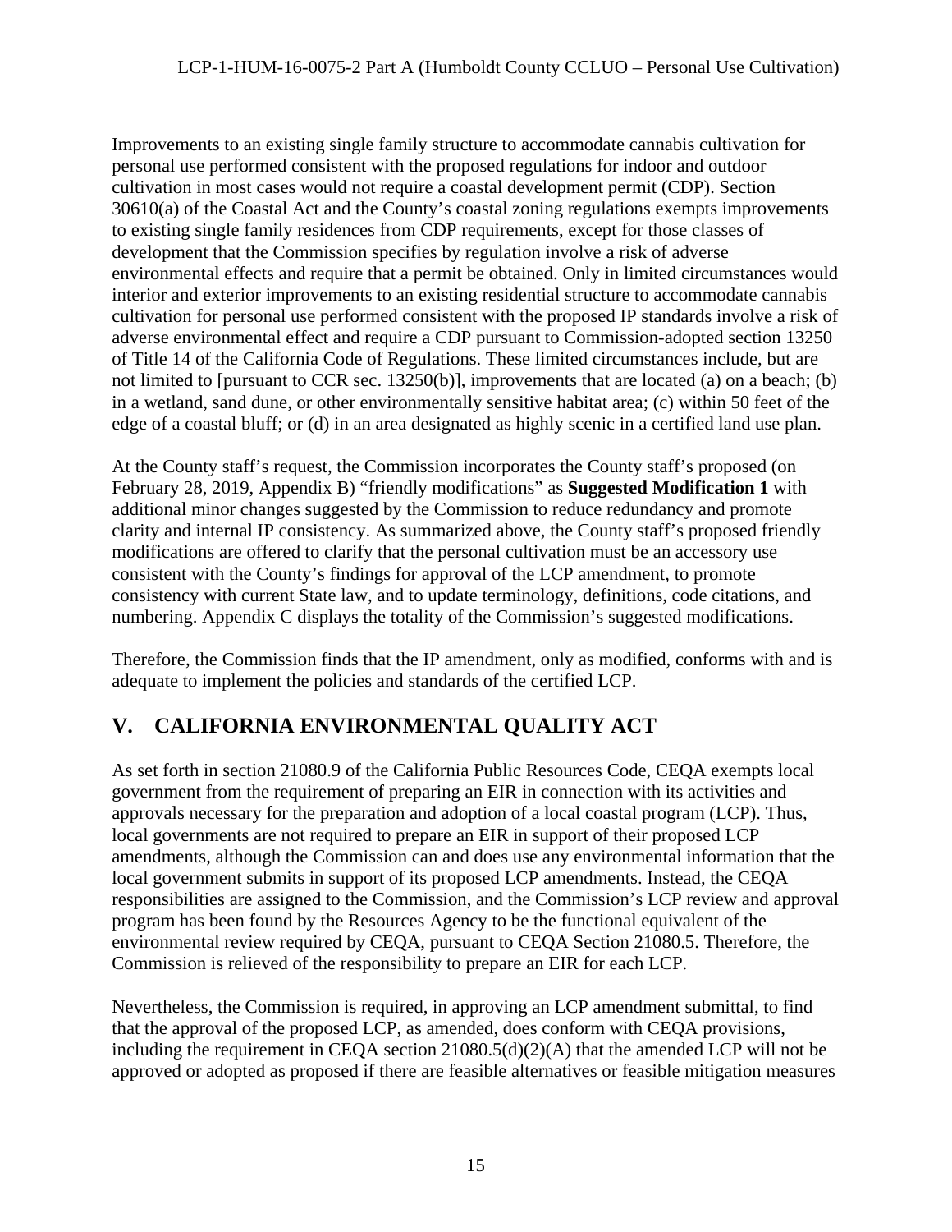Improvements to an existing single family structure to accommodate cannabis cultivation for personal use performed consistent with the proposed regulations for indoor and outdoor cultivation in most cases would not require a coastal development permit (CDP). Section 30610(a) of the Coastal Act and the County's coastal zoning regulations exempts improvements to existing single family residences from CDP requirements, except for those classes of development that the Commission specifies by regulation involve a risk of adverse environmental effects and require that a permit be obtained. Only in limited circumstances would interior and exterior improvements to an existing residential structure to accommodate cannabis cultivation for personal use performed consistent with the proposed IP standards involve a risk of adverse environmental effect and require a CDP pursuant to Commission-adopted section 13250 of Title 14 of the California Code of Regulations. These limited circumstances include, but are not limited to [pursuant to CCR sec. 13250(b)], improvements that are located (a) on a beach; (b) in a wetland, sand dune, or other environmentally sensitive habitat area; (c) within 50 feet of the edge of a coastal bluff; or (d) in an area designated as highly scenic in a certified land use plan.

At the County staff's request, the Commission incorporates the County staff's proposed (on February 28, 2019, Appendix B) "friendly modifications" as **Suggested Modification 1** with additional minor changes suggested by the Commission to reduce redundancy and promote clarity and internal IP consistency. As summarized above, the County staff's proposed friendly modifications are offered to clarify that the personal cultivation must be an accessory use consistent with the County's findings for approval of the LCP amendment, to promote consistency with current State law, and to update terminology, definitions, code citations, and numbering. Appendix C displays the totality of the Commission's suggested modifications.

Therefore, the Commission finds that the IP amendment, only as modified, conforms with and is adequate to implement the policies and standards of the certified LCP.

## V. CALIFORNIA ENVIRONMENTAL QUALITY ACT

As set forth in section 21080.9 of the California Public Resources Code, CEQA exempts local government from the requirement of preparing an EIR in connection with its activities and approvals necessary for the preparation and adoption of a local coastal program (LCP). Thus, local governments are not required to prepare an EIR in support of their proposed LCP amendments, although the Commission can and does use any environmental information that the local government submits in support of its proposed LCP amendments. Instead, the CEQA responsibilities are assigned to the Commission, and the Commission's LCP review and approval program has been found by the Resources Agency to be the functional equivalent of the environmental review required by CEQA, pursuant to CEQA Section 21080.5. Therefore, the Commission is relieved of the responsibility to prepare an EIR for each LCP.

Nevertheless, the Commission is required, in approving an LCP amendment submittal, to find that the approval of the proposed LCP, as amended, does conform with CEQA provisions, including the requirement in CEQA section 21080.5(d)(2)(A) that the amended LCP will not be approved or adopted as proposed if there are feasible alternatives or feasible mitigation measures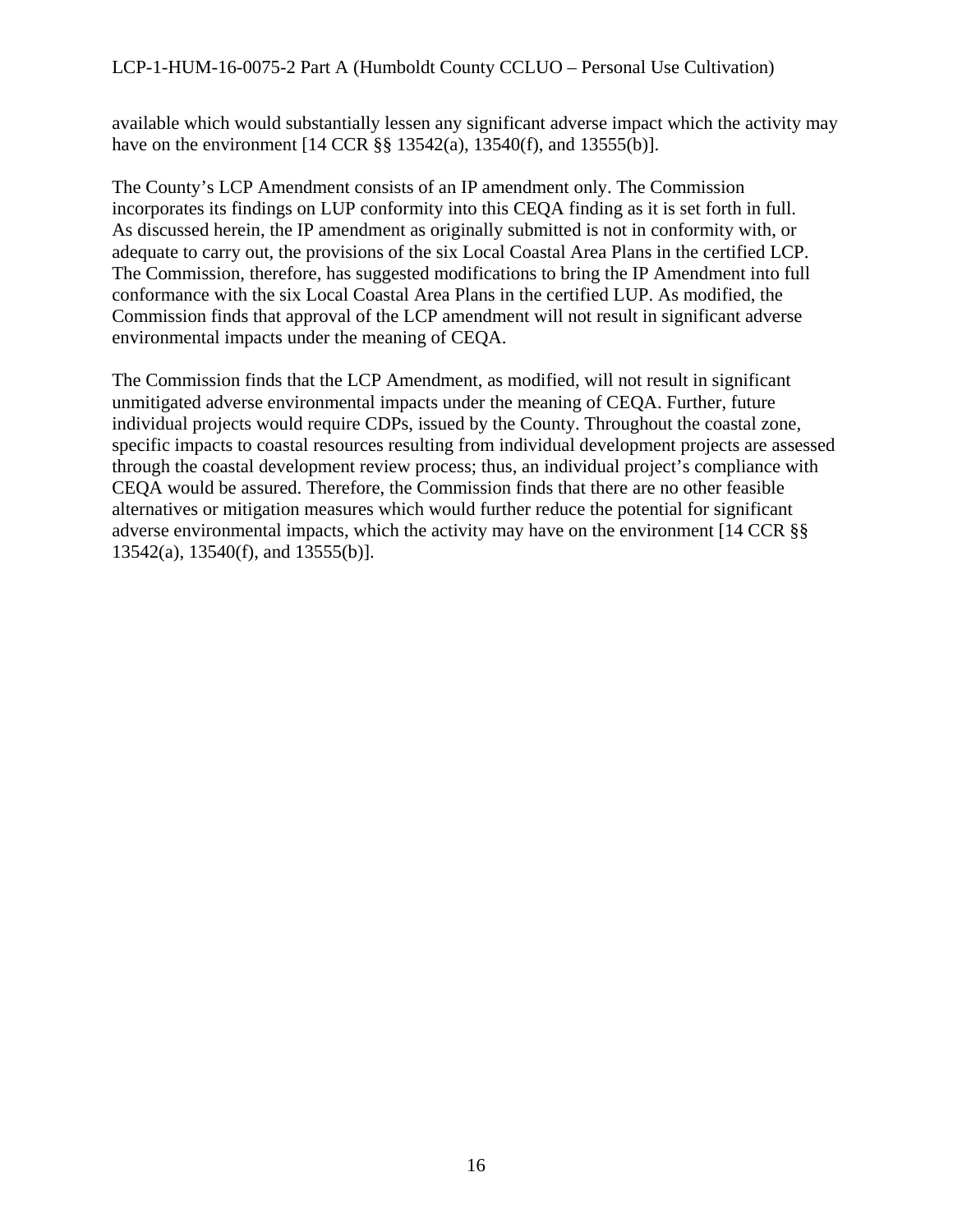available which would substantially lessen any significant adverse impact which the activity may have on the environment [14 CCR §§ 13542(a), 13540(f), and 13555(b)].

The County's LCP Amendment consists of an IP amendment only. The Commission incorporates its findings on LUP conformity into this CEQA finding as it is set forth in full. As discussed herein, the IP amendment as originally submitted is not in conformity with, or adequate to carry out, the provisions of the six Local Coastal Area Plans in the certified LCP. The Commission, therefore, has suggested modifications to bring the IP Amendment into full conformance with the six Local Coastal Area Plans in the certified LUP. As modified, the Commission finds that approval of the LCP amendment will not result in significant adverse environmental impacts under the meaning of CEQA.

The Commission finds that the LCP Amendment, as modified, will not result in significant unmitigated adverse environmental impacts under the meaning of CEQA. Further, future individual projects would require CDPs, issued by the County. Throughout the coastal zone, specific impacts to coastal resources resulting from individual development projects are assessed through the coastal development review process; thus, an individual project's compliance with CEQA would be assured. Therefore, the Commission finds that there are no other feasible alternatives or mitigation measures which would further reduce the potential for significant adverse environmental impacts, which the activity may have on the environment [14 CCR §§ 13542(a), 13540(f), and 13555(b)].